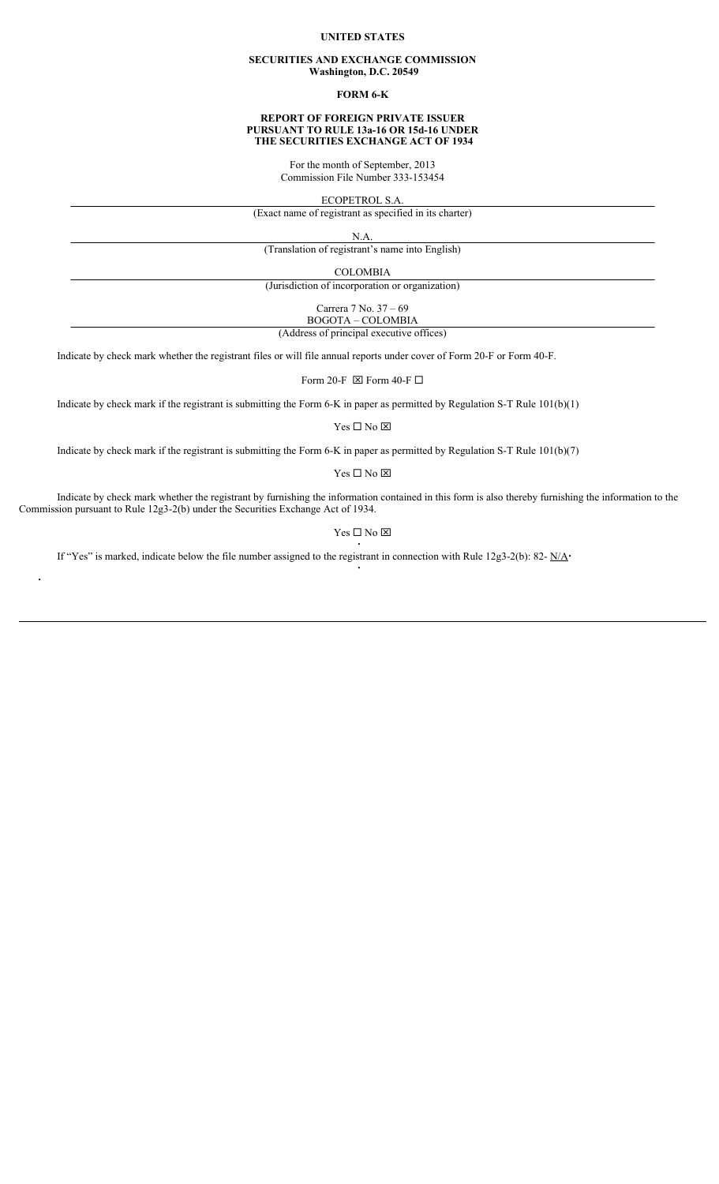**UNITED STATES**

**SECURITIES AND EXCHANGE COMMISSION**
**Washington, D.C. 20549**

**FORM 6-K**

**REPORT OF FOREIGN PRIVATE ISSUER**
**PURSUANT TO RULE 13a-16 OR 15d-16 UNDER**
**THE SECURITIES EXCHANGE ACT OF 1934**

For the month of September, 2013
Commission File Number 333-153454

ECOPETROL S.A.
(Exact name of registrant as specified in its charter)

N.A.
(Translation of registrant's name into English)

COLOMBIA
(Jurisdiction of incorporation or organization)

Carrera 7 No. 37 – 69
BOGOTA – COLOMBIA
(Address of principal executive offices)

Indicate by check mark whether the registrant files or will file annual reports under cover of Form 20-F or Form 40-F.

Form 20-F ☒ Form 40-F ☐

Indicate by check mark if the registrant is submitting the Form 6-K in paper as permitted by Regulation S-T Rule 101(b)(1)

Yes ☐ No ☒

Indicate by check mark if the registrant is submitting the Form 6-K in paper as permitted by Regulation S-T Rule 101(b)(7)

Yes ☐ No ☒

Indicate by check mark whether the registrant by furnishing the information contained in this form is also thereby furnishing the information to the Commission pursuant to Rule 12g3-2(b) under the Securities Exchange Act of 1934.

Yes ☐ No ☒

If "Yes" is marked, indicate below the file number assigned to the registrant in connection with Rule 12g3-2(b): 82- N/A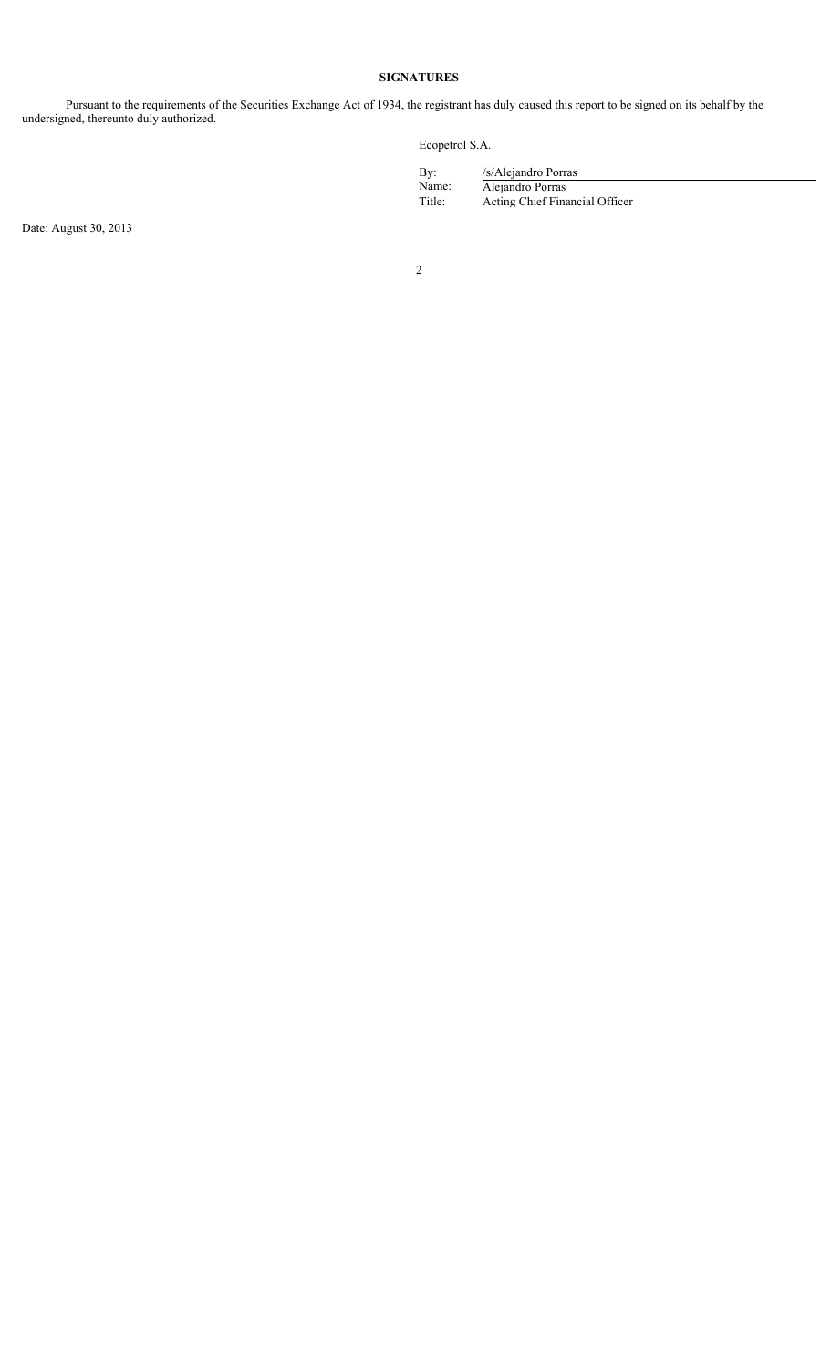## SIGNATURES

Pursuant to the requirements of the Securities Exchange Act of 1934, the registrant has duly caused this report to be signed on its behalf by the undersigned, thereunto duly authorized.

Ecopetrol S.A.

| | |
|---|---|
| By: | /s/Alejandro Porras |
| Name: | Alejandro Porras |
| Title: | Acting Chief Financial Officer |

Date: August 30, 2013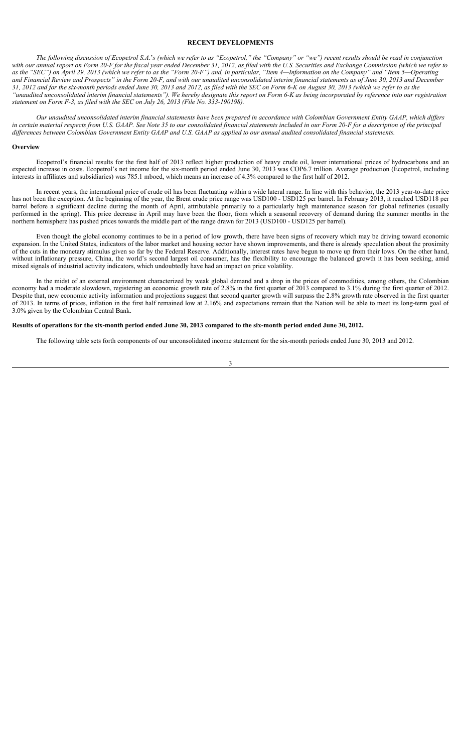# RECENT DEVELOPMENTS

*The following discussion of Ecopetrol S.A.'s (which we refer to as "Ecopetrol," the "Company" or "we") recent results should be read in conjunction with our annual report on Form 20-F for the fiscal year ended December 31, 2012, as filed with the U.S. Securities and Exchange Commission (which we refer to as the "SEC") on April 29, 2013 (which we refer to as the "Form 20-F") and, in particular, "Item 4—Information on the Company" and "Item 5—Operating and Financial Review and Prospects" in the Form 20-F, and with our unaudited unconsolidated interim financial statements as of June 30, 2013 and December 31, 2012 and for the six-month periods ended June 30, 2013 and 2012, as filed with the SEC on Form 6-K on August 30, 2013 (which we refer to as the "unaudited unconsolidated interim financial statements"). We hereby designate this report on Form 6-K as being incorporated by reference into our registration statement on Form F-3, as filed with the SEC on July 26, 2013 (File No. 333-190198).*

*Our unaudited unconsolidated interim financial statements have been prepared in accordance with Colombian Government Entity GAAP, which differs in certain material respects from U.S. GAAP. See Note 35 to our consolidated financial statements included in our Form 20-F for a description of the principal differences between Colombian Government Entity GAAP and U.S. GAAP as applied to our annual audited consolidated financial statements.*

## Overview

Ecopetrol's financial results for the first half of 2013 reflect higher production of heavy crude oil, lower international prices of hydrocarbons and an expected increase in costs. Ecopetrol's net income for the six-month period ended June 30, 2013 was COP6.7 trillion. Average production (Ecopetrol, including interests in affiliates and subsidiaries) was 785.1 mboed, which means an increase of 4.3% compared to the first half of 2012.

In recent years, the international price of crude oil has been fluctuating within a wide lateral range. In line with this behavior, the 2013 year-to-date price has not been the exception. At the beginning of the year, the Brent crude price range was USD100 - USD125 per barrel. In February 2013, it reached USD118 per barrel before a significant decline during the month of April, attributable primarily to a particularly high maintenance season for global refineries (usually performed in the spring). This price decrease in April may have been the floor, from which a seasonal recovery of demand during the summer months in the northern hemisphere has pushed prices towards the middle part of the range drawn for 2013 (USD100 - USD125 per barrel).

Even though the global economy continues to be in a period of low growth, there have been signs of recovery which may be driving toward economic expansion. In the United States, indicators of the labor market and housing sector have shown improvements, and there is already speculation about the proximity of the cuts in the monetary stimulus given so far by the Federal Reserve. Additionally, interest rates have begun to move up from their lows. On the other hand, without inflationary pressure, China, the world's second largest oil consumer, has the flexibility to encourage the balanced growth it has been seeking, amid mixed signals of industrial activity indicators, which undoubtedly have had an impact on price volatility.

In the midst of an external environment characterized by weak global demand and a drop in the prices of commodities, among others, the Colombian economy had a moderate slowdown, registering an economic growth rate of 2.8% in the first quarter of 2013 compared to 3.1% during the first quarter of 2012. Despite that, new economic activity information and projections suggest that second quarter growth will surpass the 2.8% growth rate observed in the first quarter of 2013. In terms of prices, inflation in the first half remained low at 2.16% and expectations remain that the Nation will be able to meet its long-term goal of 3.0% given by the Colombian Central Bank.

**Results of operations for the six-month period ended June 30, 2013 compared to the six-month period ended June 30, 2012.**

The following table sets forth components of our unconsolidated income statement for the six-month periods ended June 30, 2013 and 2012.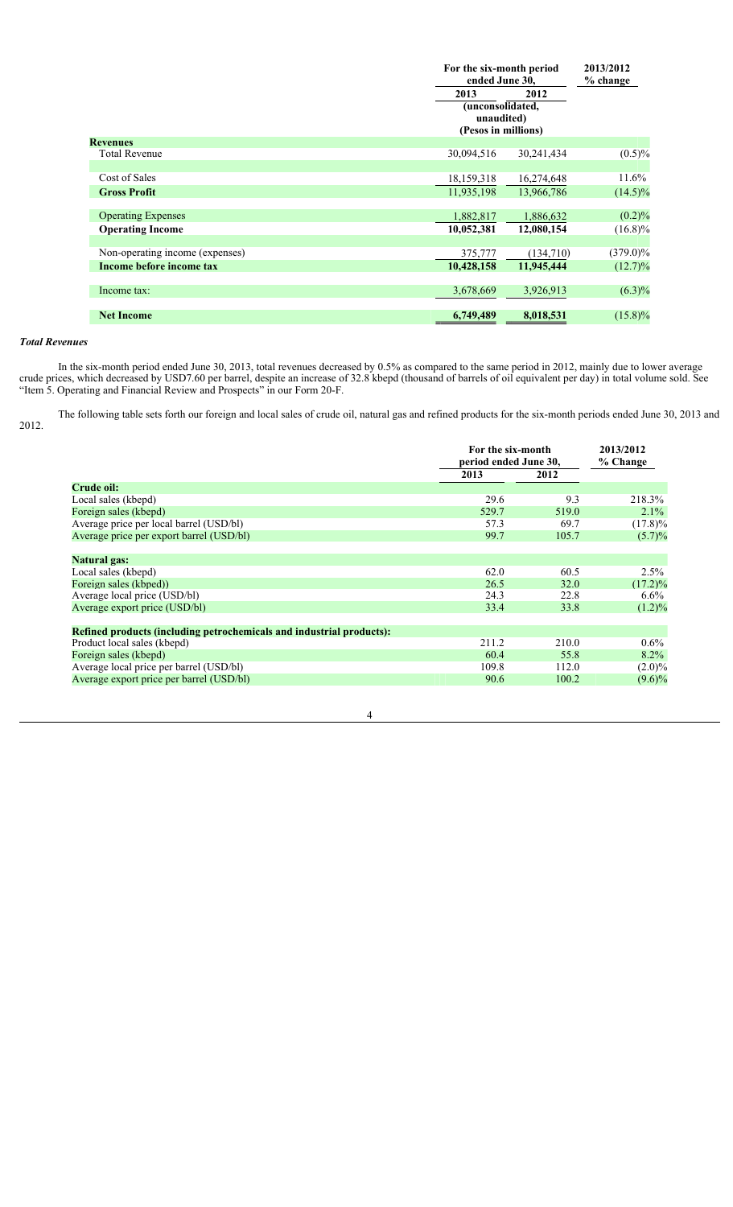| | For the six-month period ended June 30, | | 2013/2012 % change |
|---|---|---|---|
| | 2013 | 2012 | |
| | (unconsolidated, unaudited) (Pesos in millions) | | |
| **Revenues** | | | |
| Total Revenue | 30,094,516 | 30,241,434 | (0.5)% |
| Cost of Sales | 18,159,318 | 16,274,648 | 11.6% |
| **Gross Profit** | 11,935,198 | 13,966,786 | (14.5)% |
| Operating Expenses | 1,882,817 | 1,886,632 | (0.2)% |
| **Operating Income** | 10,052,381 | 12,080,154 | (16.8)% |
| Non-operating income (expenses) | 375,777 | (134,710) | (379.0)% |
| **Income before income tax** | 10,428,158 | 11,945,444 | (12.7)% |
| Income tax: | 3,678,669 | 3,926,913 | (6.3)% |
| **Net Income** | 6,749,489 | 8,018,531 | (15.8)% |

***Total Revenues***

In the six-month period ended June 30, 2013, total revenues decreased by 0.5% as compared to the same period in 2012, mainly due to lower average crude prices, which decreased by USD7.60 per barrel, despite an increase of 32.8 kbepd (thousand of barrels of oil equivalent per day) in total volume sold. See "Item 5. Operating and Financial Review and Prospects" in our Form 20-F.

The following table sets forth our foreign and local sales of crude oil, natural gas and refined products for the six-month periods ended June 30, 2013 and 2012.

| | For the six-month period ended June 30, | | 2013/2012 % Change |
|---|---|---|---|
| | 2013 | 2012 | |
| **Crude oil:** | | | |
| Local sales (kbepd) | 29.6 | 9.3 | 218.3% |
| Foreign sales (kbepd) | 529.7 | 519.0 | 2.1% |
| Average price per local barrel (USD/bl) | 57.3 | 69.7 | (17.8)% |
| Average price per export barrel (USD/bl) | 99.7 | 105.7 | (5.7)% |
| **Natural gas:** | | | |
| Local sales (kbepd) | 62.0 | 60.5 | 2.5% |
| Foreign sales (kbped)) | 26.5 | 32.0 | (17.2)% |
| Average local price (USD/bl) | 24.3 | 22.8 | 6.6% |
| Average export price (USD/bl) | 33.4 | 33.8 | (1.2)% |
| **Refined products (including petrochemicals and industrial products):** | | | |
| Product local sales (kbepd) | 211.2 | 210.0 | 0.6% |
| Foreign sales (kbepd) | 60.4 | 55.8 | 8.2% |
| Average local price per barrel (USD/bl) | 109.8 | 112.0 | (2.0)% |
| Average export price per barrel (USD/bl) | 90.6 | 100.2 | (9.6)% |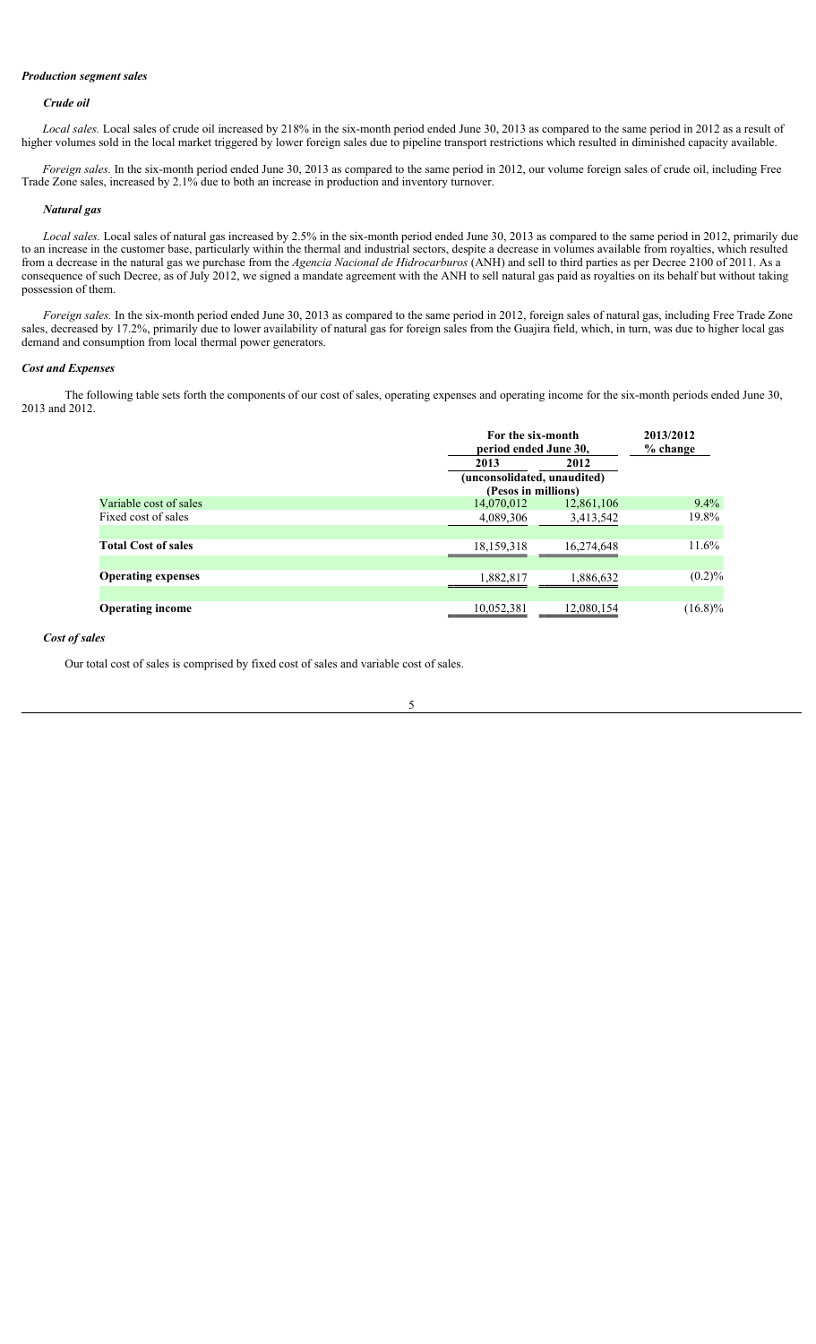***Production segment sales***

***Crude oil***

*Local sales.* Local sales of crude oil increased by 218% in the six-month period ended June 30, 2013 as compared to the same period in 2012 as a result of higher volumes sold in the local market triggered by lower foreign sales due to pipeline transport restrictions which resulted in diminished capacity available.

*Foreign sales.* In the six-month period ended June 30, 2013 as compared to the same period in 2012, our volume foreign sales of crude oil, including Free Trade Zone sales, increased by 2.1% due to both an increase in production and inventory turnover.

***Natural gas***

*Local sales.* Local sales of natural gas increased by 2.5% in the six-month period ended June 30, 2013 as compared to the same period in 2012, primarily due to an increase in the customer base, particularly within the thermal and industrial sectors, despite a decrease in volumes available from royalties, which resulted from a decrease in the natural gas we purchase from the *Agencia Nacional de Hidrocarburos* (ANH) and sell to third parties as per Decree 2100 of 2011. As a consequence of such Decree, as of July 2012, we signed a mandate agreement with the ANH to sell natural gas paid as royalties on its behalf but without taking possession of them.

*Foreign sales.* In the six-month period ended June 30, 2013 as compared to the same period in 2012, foreign sales of natural gas, including Free Trade Zone sales, decreased by 17.2%, primarily due to lower availability of natural gas for foreign sales from the Guajira field, which, in turn, was due to higher local gas demand and consumption from local thermal power generators.

***Cost and Expenses***

The following table sets forth the components of our cost of sales, operating expenses and operating income for the six-month periods ended June 30, 2013 and 2012.

| | For the six-month period ended June 30, | | 2013/2012 % change |
|---|---|---|---|
| | 2013 | 2012 | |
| | (unconsolidated, unaudited) (Pesos in millions) | | |
| Variable cost of sales | 14,070,012 | 12,861,106 | 9.4% |
| Fixed cost of sales | 4,089,306 | 3,413,542 | 19.8% |
| **Total Cost of sales** | 18,159,318 | 16,274,648 | 11.6% |
| **Operating expenses** | 1,882,817 | 1,886,632 | (0.2)% |
| **Operating income** | 10,052,381 | 12,080,154 | (16.8)% |

***Cost of sales***

Our total cost of sales is comprised by fixed cost of sales and variable cost of sales.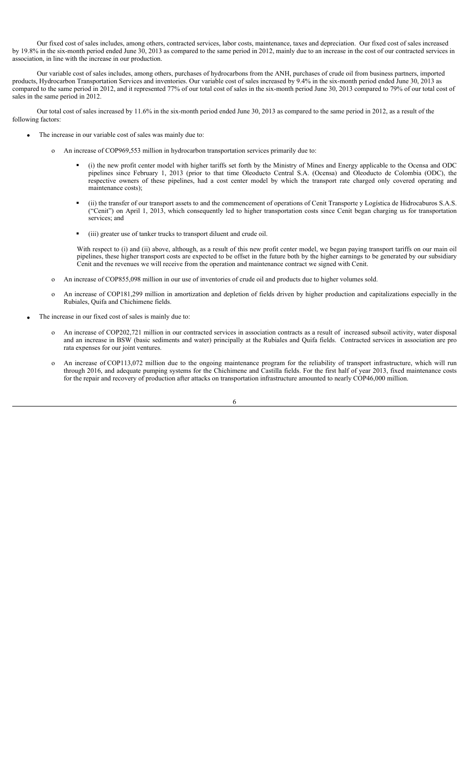Our fixed cost of sales includes, among others, contracted services, labor costs, maintenance, taxes and depreciation. Our fixed cost of sales increased by 19.8% in the six-month period ended June 30, 2013 as compared to the same period in 2012, mainly due to an increase in the cost of our contracted services in association, in line with the increase in our production.

Our variable cost of sales includes, among others, purchases of hydrocarbons from the ANH, purchases of crude oil from business partners, imported products, Hydrocarbon Transportation Services and inventories. Our variable cost of sales increased by 9.4% in the six-month period ended June 30, 2013 as compared to the same period in 2012, and it represented 77% of our total cost of sales in the six-month period June 30, 2013 compared to 79% of our total cost of sales in the same period in 2012.

Our total cost of sales increased by 11.6% in the six-month period ended June 30, 2013 as compared to the same period in 2012, as a result of the following factors:

- The increase in our variable cost of sales was mainly due to:
  - An increase of COP969,553 million in hydrocarbon transportation services primarily due to:
    - (i) the new profit center model with higher tariffs set forth by the Ministry of Mines and Energy applicable to the Ocensa and ODC pipelines since February 1, 2013 (prior to that time Oleoducto Central S.A. (Ocensa) and Oleoducto de Colombia (ODC), the respective owners of these pipelines, had a cost center model by which the transport rate charged only covered operating and maintenance costs);
    - (ii) the transfer of our transport assets to and the commencement of operations of Cenit Transporte y Logística de Hidrocaburos S.A.S. ("Cenit") on April 1, 2013, which consequently led to higher transportation costs since Cenit began charging us for transportation services; and
    - (iii) greater use of tanker trucks to transport diluent and crude oil.

    With respect to (i) and (ii) above, although, as a result of this new profit center model, we began paying transport tariffs on our main oil pipelines, these higher transport costs are expected to be offset in the future both by the higher earnings to be generated by our subsidiary Cenit and the revenues we will receive from the operation and maintenance contract we signed with Cenit.
  - An increase of COP855,098 million in our use of inventories of crude oil and products due to higher volumes sold.
  - An increase of COP181,299 million in amortization and depletion of fields driven by higher production and capitalizations especially in the Rubiales, Quifa and Chichimene fields.
- The increase in our fixed cost of sales is mainly due to:
  - An increase of COP202,721 million in our contracted services in association contracts as a result of increased subsoil activity, water disposal and an increase in BSW (basic sediments and water) principally at the Rubiales and Quifa fields. Contracted services in association are pro rata expenses for our joint ventures.
  - An increase of COP113,072 million due to the ongoing maintenance program for the reliability of transport infrastructure, which will run through 2016, and adequate pumping systems for the Chichimene and Castilla fields. For the first half of year 2013, fixed maintenance costs for the repair and recovery of production after attacks on transportation infrastructure amounted to nearly COP46,000 million.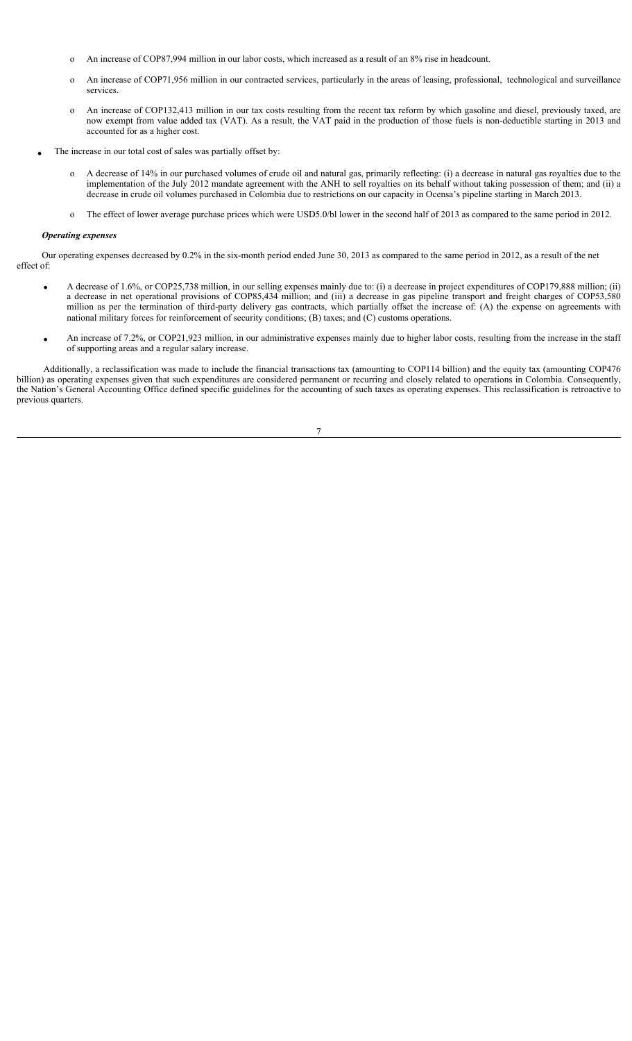- An increase of COP87,994 million in our labor costs, which increased as a result of an 8% rise in headcount.
  - An increase of COP71,956 million in our contracted services, particularly in the areas of leasing, professional, technological and surveillance services.
  - An increase of COP132,413 million in our tax costs resulting from the recent tax reform by which gasoline and diesel, previously taxed, are now exempt from value added tax (VAT). As a result, the VAT paid in the production of those fuels is non-deductible starting in 2013 and accounted for as a higher cost.

- The increase in our total cost of sales was partially offset by:
  - A decrease of 14% in our purchased volumes of crude oil and natural gas, primarily reflecting: (i) a decrease in natural gas royalties due to the implementation of the July 2012 mandate agreement with the ANH to sell royalties on its behalf without taking possession of them; and (ii) a decrease in crude oil volumes purchased in Colombia due to restrictions on our capacity in Ocensa's pipeline starting in March 2013.
  - The effect of lower average purchase prices which were USD5.0/bl lower in the second half of 2013 as compared to the same period in 2012.

***Operating expenses***

Our operating expenses decreased by 0.2% in the six-month period ended June 30, 2013 as compared to the same period in 2012, as a result of the net effect of:

- A decrease of 1.6%, or COP25,738 million, in our selling expenses mainly due to: (i) a decrease in project expenditures of COP179,888 million; (ii) a decrease in net operational provisions of COP85,434 million; and (iii) a decrease in gas pipeline transport and freight charges of COP53,580 million as per the termination of third-party delivery gas contracts, which partially offset the increase of: (A) the expense on agreements with national military forces for reinforcement of security conditions; (B) taxes; and (C) customs operations.

- An increase of 7.2%, or COP21,923 million, in our administrative expenses mainly due to higher labor costs, resulting from the increase in the staff of supporting areas and a regular salary increase.

Additionally, a reclassification was made to include the financial transactions tax (amounting to COP114 billion) and the equity tax (amounting COP476 billion) as operating expenses given that such expenditures are considered permanent or recurring and closely related to operations in Colombia. Consequently, the Nation's General Accounting Office defined specific guidelines for the accounting of such taxes as operating expenses. This reclassification is retroactive to previous quarters.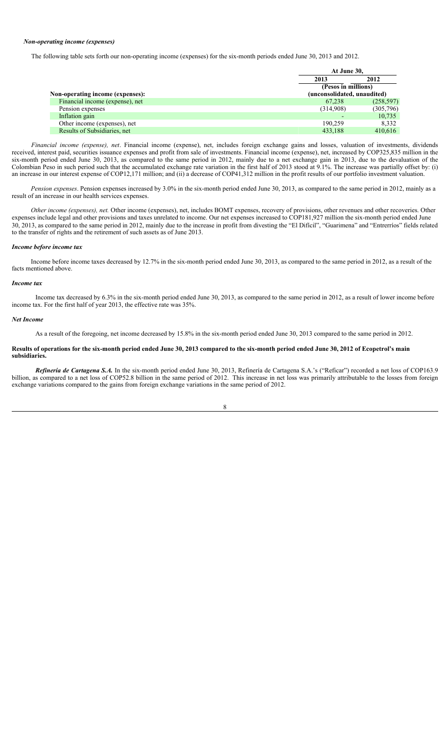### *Non-operating income (expenses)*

The following table sets forth our non-operating income (expenses) for the six-month periods ended June 30, 2013 and 2012.

| | At June 30, | |
|---|---|---|
| | 2013 | 2012 |
| | (Pesos in millions) (unconsolidated, unaudited) | |
| **Non-operating income (expenses):** | | |
| Financial income (expense), net | 67,238 | (258,597) |
| Pension expenses | (314,908) | (305,796) |
| Inflation gain | - | 10,735 |
| Other income (expenses), net | 190,259 | 8,332 |
| Results of Subsidiaries, net | 433,188 | 410,616 |

*Financial income (expense), net*. Financial income (expense), net, includes foreign exchange gains and losses, valuation of investments, dividends received, interest paid, securities issuance expenses and profit from sale of investments. Financial income (expense), net, increased by COP325,835 million in the six-month period ended June 30, 2013, as compared to the same period in 2012, mainly due to a net exchange gain in 2013, due to the devaluation of the Colombian Peso in such period such that the accumulated exchange rate variation in the first half of 2013 stood at 9.1%. The increase was partially offset by: (i) an increase in our interest expense of COP12,171 million; and (ii) a decrease of COP41,312 million in the profit results of our portfolio investment valuation.

*Pension expenses*. Pension expenses increased by 3.0% in the six-month period ended June 30, 2013, as compared to the same period in 2012, mainly as a result of an increase in our health services expenses.

*Other income (expenses), net.* Other income (expenses), net, includes BOMT expenses, recovery of provisions, other revenues and other recoveries. Other expenses include legal and other provisions and taxes unrelated to income. Our net expenses increased to COP181,927 million the six-month period ended June 30, 2013, as compared to the same period in 2012, mainly due to the increase in profit from divesting the "El Difícil", "Guarimena" and "Entrerríos" fields related to the transfer of rights and the retirement of such assets as of June 2013.

### *Income before income tax*

Income before income taxes decreased by 12.7% in the six-month period ended June 30, 2013, as compared to the same period in 2012, as a result of the facts mentioned above.

### *Income tax*

Income tax decreased by 6.3% in the six-month period ended June 30, 2013, as compared to the same period in 2012, as a result of lower income before income tax. For the first half of year 2013, the effective rate was 35%.

### *Net Income*

As a result of the foregoing, net income decreased by 15.8% in the six-month period ended June 30, 2013 compared to the same period in 2012.

### Results of operations for the six-month period ended June 30, 2013 compared to the six-month period ended June 30, 2012 of Ecopetrol's main subsidiaries.

***Refinería de Cartagena S.A.*** In the six-month period ended June 30, 2013, Refinería de Cartagena S.A.'s ("Reficar") recorded a net loss of COP163.9 billion, as compared to a net loss of COP52.8 billion in the same period of 2012. This increase in net loss was primarily attributable to the losses from foreign exchange variations compared to the gains from foreign exchange variations in the same period of 2012.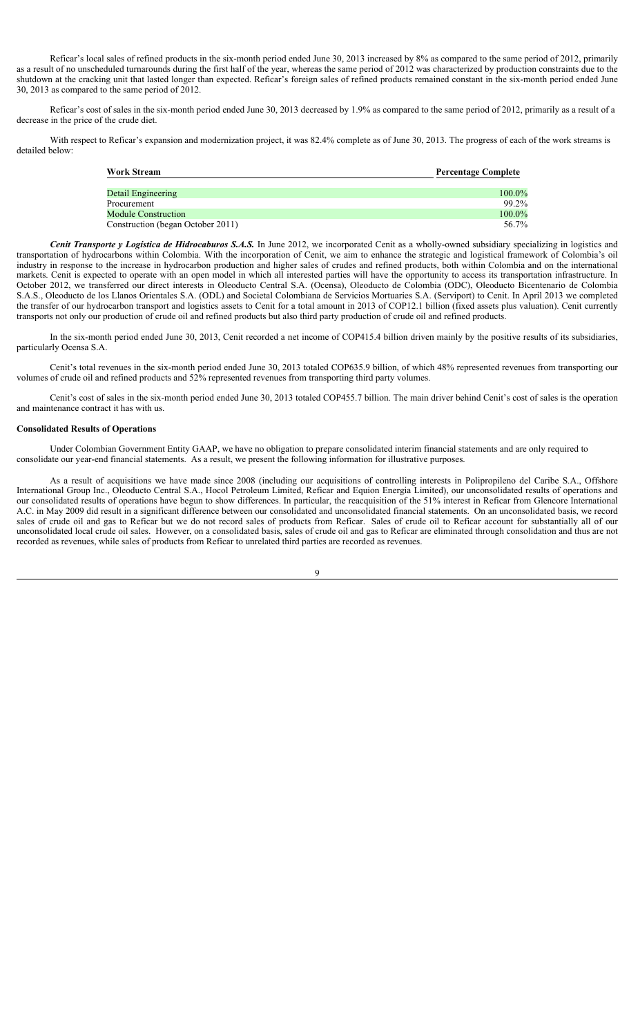Reficar's local sales of refined products in the six-month period ended June 30, 2013 increased by 8% as compared to the same period of 2012, primarily as a result of no unscheduled turnarounds during the first half of the year, whereas the same period of 2012 was characterized by production constraints due to the shutdown at the cracking unit that lasted longer than expected. Reficar's foreign sales of refined products remained constant in the six-month period ended June 30, 2013 as compared to the same period of 2012.

Reficar's cost of sales in the six-month period ended June 30, 2013 decreased by 1.9% as compared to the same period of 2012, primarily as a result of a decrease in the price of the crude diet.

With respect to Reficar's expansion and modernization project, it was 82.4% complete as of June 30, 2013. The progress of each of the work streams is detailed below:

| Work Stream | Percentage Complete |
|---|---|
| Detail Engineering | 100.0% |
| Procurement | 99.2% |
| Module Construction | 100.0% |
| Construction (began October 2011) | 56.7% |

***Cenit Transporte y Logística de Hidrocaburos S.A.S.*** In June 2012, we incorporated Cenit as a wholly-owned subsidiary specializing in logistics and transportation of hydrocarbons within Colombia. With the incorporation of Cenit, we aim to enhance the strategic and logistical framework of Colombia's oil industry in response to the increase in hydrocarbon production and higher sales of crudes and refined products, both within Colombia and on the international markets. Cenit is expected to operate with an open model in which all interested parties will have the opportunity to access its transportation infrastructure. In October 2012, we transferred our direct interests in Oleoducto Central S.A. (Ocensa), Oleoducto de Colombia (ODC), Oleoducto Bicentenario de Colombia S.A.S., Oleoducto de los Llanos Orientales S.A. (ODL) and Societal Colombiana de Servicios Mortuaries S.A. (Serviport) to Cenit. In April 2013 we completed the transfer of our hydrocarbon transport and logistics assets to Cenit for a total amount in 2013 of COP12.1 billion (fixed assets plus valuation). Cenit currently transports not only our production of crude oil and refined products but also third party production of crude oil and refined products.

In the six-month period ended June 30, 2013, Cenit recorded a net income of COP415.4 billion driven mainly by the positive results of its subsidiaries, particularly Ocensa S.A.

Cenit's total revenues in the six-month period ended June 30, 2013 totaled COP635.9 billion, of which 48% represented revenues from transporting our volumes of crude oil and refined products and 52% represented revenues from transporting third party volumes.

Cenit's cost of sales in the six-month period ended June 30, 2013 totaled COP455.7 billion. The main driver behind Cenit's cost of sales is the operation and maintenance contract it has with us.

**Consolidated Results of Operations**

Under Colombian Government Entity GAAP, we have no obligation to prepare consolidated interim financial statements and are only required to consolidate our year-end financial statements. As a result, we present the following information for illustrative purposes.

As a result of acquisitions we have made since 2008 (including our acquisitions of controlling interests in Polipropileno del Caribe S.A., Offshore International Group Inc., Oleoducto Central S.A., Hocol Petroleum Limited, Reficar and Equion Energia Limited), our unconsolidated results of operations and our consolidated results of operations have begun to show differences. In particular, the reacquisition of the 51% interest in Reficar from Glencore International A.C. in May 2009 did result in a significant difference between our consolidated and unconsolidated financial statements. On an unconsolidated basis, we record sales of crude oil and gas to Reficar but we do not record sales of products from Reficar. Sales of crude oil to Reficar account for substantially all of our unconsolidated local crude oil sales. However, on a consolidated basis, sales of crude oil and gas to Reficar are eliminated through consolidation and thus are not recorded as revenues, while sales of products from Reficar to unrelated third parties are recorded as revenues.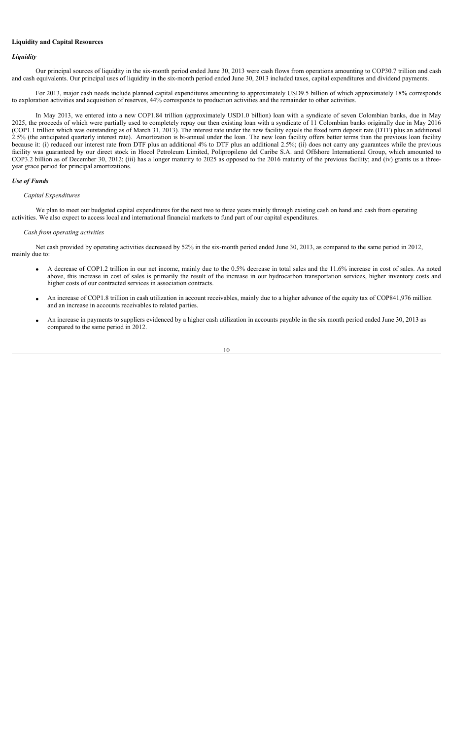**Liquidity and Capital Resources**

***Liquidity***

Our principal sources of liquidity in the six-month period ended June 30, 2013 were cash flows from operations amounting to COP30.7 trillion and cash and cash equivalents. Our principal uses of liquidity in the six-month period ended June 30, 2013 included taxes, capital expenditures and dividend payments.

For 2013, major cash needs include planned capital expenditures amounting to approximately USD9.5 billion of which approximately 18% corresponds to exploration activities and acquisition of reserves, 44% corresponds to production activities and the remainder to other activities.

In May 2013, we entered into a new COP1.84 trillion (approximately USD1.0 billion) loan with a syndicate of seven Colombian banks, due in May 2025, the proceeds of which were partially used to completely repay our then existing loan with a syndicate of 11 Colombian banks originally due in May 2016 (COP1.1 trillion which was outstanding as of March 31, 2013). The interest rate under the new facility equals the fixed term deposit rate (DTF) plus an additional 2.5% (the anticipated quarterly interest rate). Amortization is bi-annual under the loan. The new loan facility offers better terms than the previous loan facility because it: (i) reduced our interest rate from DTF plus an additional 4% to DTF plus an additional 2.5%; (ii) does not carry any guarantees while the previous facility was guaranteed by our direct stock in Hocol Petroleum Limited, Polipropileno del Caribe S.A. and Offshore International Group, which amounted to COP3.2 billion as of December 30, 2012; (iii) has a longer maturity to 2025 as opposed to the 2016 maturity of the previous facility; and (iv) grants us a three-year grace period for principal amortizations.

***Use of Funds***

*Capital Expenditures*

We plan to meet our budgeted capital expenditures for the next two to three years mainly through existing cash on hand and cash from operating activities. We also expect to access local and international financial markets to fund part of our capital expenditures.

*Cash from operating activities*

Net cash provided by operating activities decreased by 52% in the six-month period ended June 30, 2013, as compared to the same period in 2012, mainly due to:

- A decrease of COP1.2 trillion in our net income, mainly due to the 0.5% decrease in total sales and the 11.6% increase in cost of sales. As noted above, this increase in cost of sales is primarily the result of the increase in our hydrocarbon transportation services, higher inventory costs and higher costs of our contracted services in association contracts.
- An increase of COP1.8 trillion in cash utilization in account receivables, mainly due to a higher advance of the equity tax of COP841,976 million and an increase in accounts receivables to related parties.
- An increase in payments to suppliers evidenced by a higher cash utilization in accounts payable in the six month period ended June 30, 2013 as compared to the same period in 2012.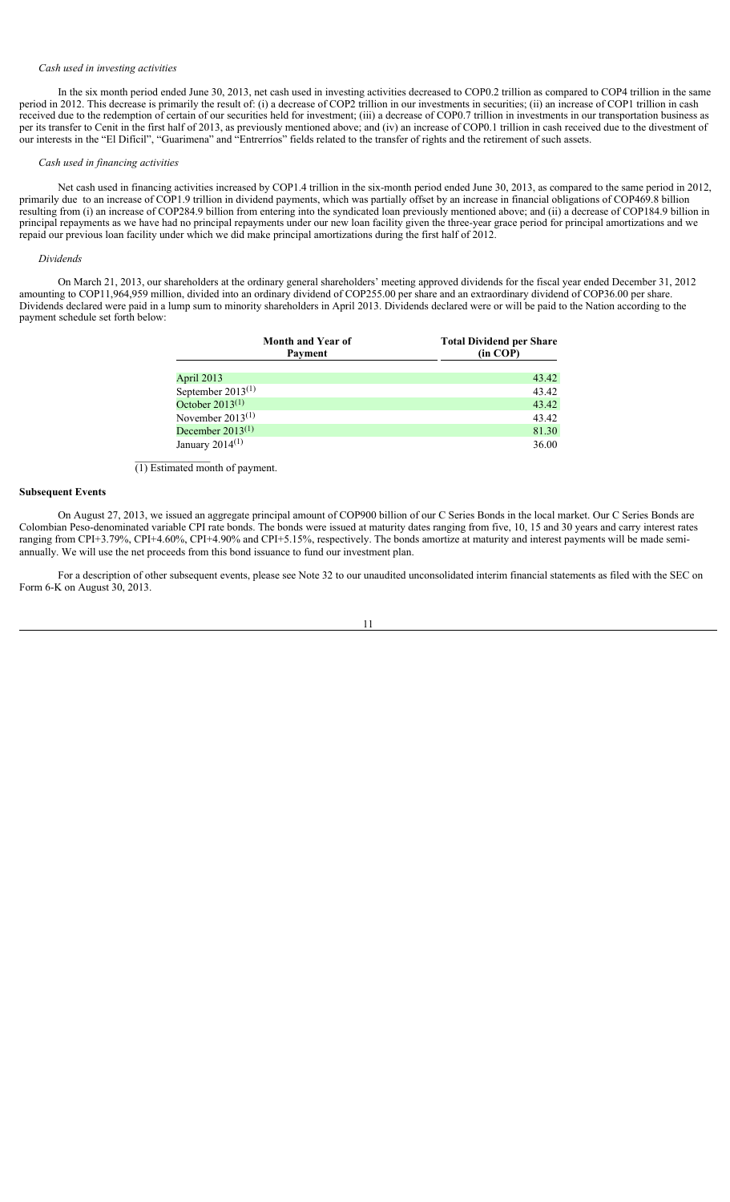*Cash used in investing activities*

In the six month period ended June 30, 2013, net cash used in investing activities decreased to COP0.2 trillion as compared to COP4 trillion in the same period in 2012. This decrease is primarily the result of: (i) a decrease of COP2 trillion in our investments in securities; (ii) an increase of COP1 trillion in cash received due to the redemption of certain of our securities held for investment; (iii) a decrease of COP0.7 trillion in investments in our transportation business as per its transfer to Cenit in the first half of 2013, as previously mentioned above; and (iv) an increase of COP0.1 trillion in cash received due to the divestment of our interests in the "El Dificil", "Guarimena" and "Entrerríos" fields related to the transfer of rights and the retirement of such assets.

*Cash used in financing activities*

Net cash used in financing activities increased by COP1.4 trillion in the six-month period ended June 30, 2013, as compared to the same period in 2012, primarily due to an increase of COP1.9 trillion in dividend payments, which was partially offset by an increase in financial obligations of COP469.8 billion resulting from (i) an increase of COP284.9 billion from entering into the syndicated loan previously mentioned above; and (ii) a decrease of COP184.9 billion in principal repayments as we have had no principal repayments under our new loan facility given the three-year grace period for principal amortizations and we repaid our previous loan facility under which we did make principal amortizations during the first half of 2012.

*Dividends*

On March 21, 2013, our shareholders at the ordinary general shareholders' meeting approved dividends for the fiscal year ended December 31, 2012 amounting to COP11,964,959 million, divided into an ordinary dividend of COP255.00 per share and an extraordinary dividend of COP36.00 per share. Dividends declared were paid in a lump sum to minority shareholders in April 2013. Dividends declared were or will be paid to the Nation according to the payment schedule set forth below:

| Month and Year of Payment | Total Dividend per Share (in COP) |
|---|---|
| April 2013 | 43.42 |
| September 2013(1) | 43.42 |
| October 2013(1) | 43.42 |
| November 2013(1) | 43.42 |
| December 2013(1) | 81.30 |
| January 2014(1) | 36.00 |

(1) Estimated month of payment.

**Subsequent Events**

On August 27, 2013, we issued an aggregate principal amount of COP900 billion of our C Series Bonds in the local market. Our C Series Bonds are Colombian Peso-denominated variable CPI rate bonds. The bonds were issued at maturity dates ranging from five, 10, 15 and 30 years and carry interest rates ranging from CPI+3.79%, CPI+4.60%, CPI+4.90% and CPI+5.15%, respectively. The bonds amortize at maturity and interest payments will be made semi-annually. We will use the net proceeds from this bond issuance to fund our investment plan.

For a description of other subsequent events, please see Note 32 to our unaudited unconsolidated interim financial statements as filed with the SEC on Form 6-K on August 30, 2013.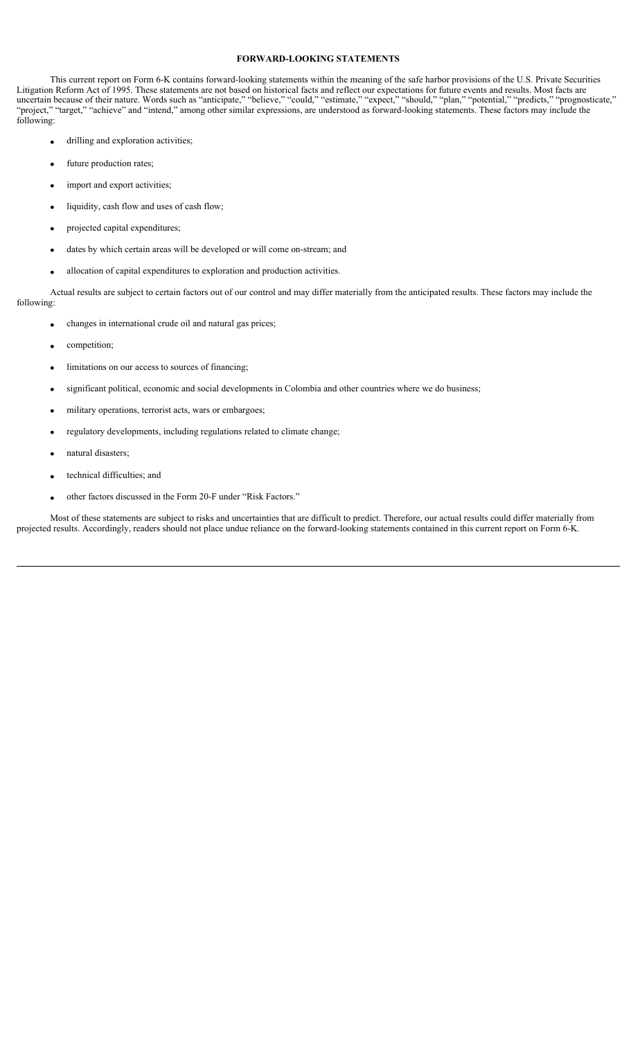**FORWARD-LOOKING STATEMENTS**

This current report on Form 6-K contains forward-looking statements within the meaning of the safe harbor provisions of the U.S. Private Securities Litigation Reform Act of 1995. These statements are not based on historical facts and reflect our expectations for future events and results. Most facts are uncertain because of their nature. Words such as "anticipate," "believe," "could," "estimate," "expect," "should," "plan," "potential," "predicts," "prognosticate," "project," "target," "achieve" and "intend," among other similar expressions, are understood as forward-looking statements. These factors may include the following:

- drilling and exploration activities;
- future production rates;
- import and export activities;
- liquidity, cash flow and uses of cash flow;
- projected capital expenditures;
- dates by which certain areas will be developed or will come on-stream; and
- allocation of capital expenditures to exploration and production activities.

Actual results are subject to certain factors out of our control and may differ materially from the anticipated results. These factors may include the following:

- changes in international crude oil and natural gas prices;
- competition;
- limitations on our access to sources of financing;
- significant political, economic and social developments in Colombia and other countries where we do business;
- military operations, terrorist acts, wars or embargoes;
- regulatory developments, including regulations related to climate change;
- natural disasters;
- technical difficulties; and
- other factors discussed in the Form 20-F under "Risk Factors."

Most of these statements are subject to risks and uncertainties that are difficult to predict. Therefore, our actual results could differ materially from projected results. Accordingly, readers should not place undue reliance on the forward-looking statements contained in this current report on Form 6-K.